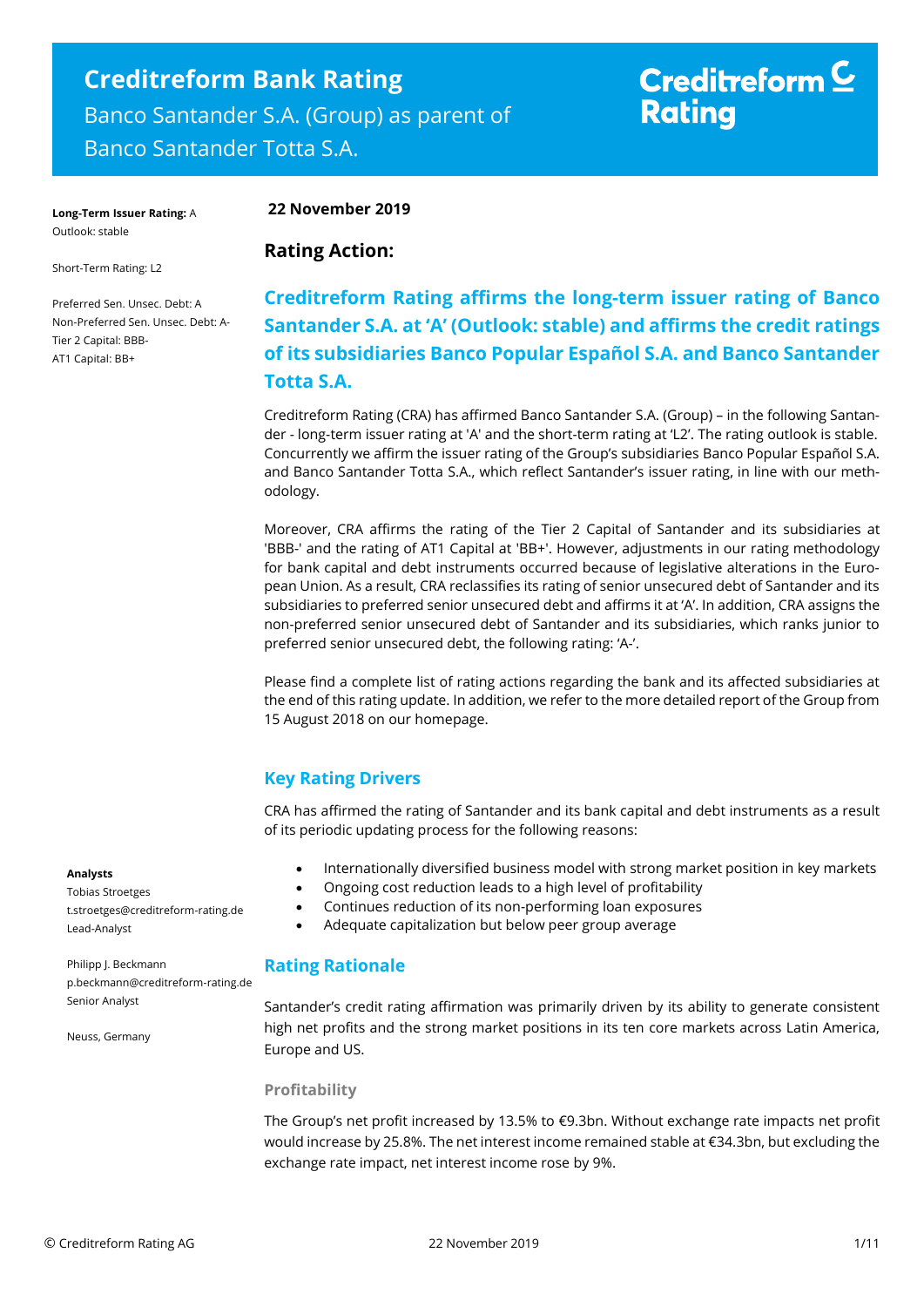# Creditreform Bank Rating

Banco Santander S.A. (Group) as parent of Banco Santander Totta S.A.

Creditreform Rating

**Long-Term Issuer Rating:** A
Outlook: stable

Short-Term Rating: L2

Preferred Sen. Unsec. Debt: A
Non-Preferred Sen. Unsec. Debt: A-
Tier 2 Capital: BBB-
AT1 Capital: BB+

**Analysts**
Tobias Stroetges
t.stroetges@creditreform-rating.de
Lead-Analyst

Philipp J. Beckmann
p.beckmann@creditreform-rating.de
Senior Analyst

Neuss, Germany

**22 November 2019**

## Rating Action:

## Creditreform Rating affirms the long-term issuer rating of Banco Santander S.A. at 'A' (Outlook: stable) and affirms the credit ratings of its subsidiaries Banco Popular Español S.A. and Banco Santander Totta S.A.

Creditreform Rating (CRA) has affirmed Banco Santander S.A. (Group) – in the following Santander - long-term issuer rating at 'A' and the short-term rating at 'L2'. The rating outlook is stable. Concurrently we affirm the issuer rating of the Group's subsidiaries Banco Popular Español S.A. and Banco Santander Totta S.A., which reflect Santander's issuer rating, in line with our methodology.

Moreover, CRA affirms the rating of the Tier 2 Capital of Santander and its subsidiaries at 'BBB-' and the rating of AT1 Capital at 'BB+'. However, adjustments in our rating methodology for bank capital and debt instruments occurred because of legislative alterations in the European Union. As a result, CRA reclassifies its rating of senior unsecured debt of Santander and its subsidiaries to preferred senior unsecured debt and affirms it at 'A'. In addition, CRA assigns the non-preferred senior unsecured debt of Santander and its subsidiaries, which ranks junior to preferred senior unsecured debt, the following rating: 'A-'.

Please find a complete list of rating actions regarding the bank and its affected subsidiaries at the end of this rating update. In addition, we refer to the more detailed report of the Group from 15 August 2018 on our homepage.

## Key Rating Drivers

CRA has affirmed the rating of Santander and its bank capital and debt instruments as a result of its periodic updating process for the following reasons:

- Internationally diversified business model with strong market position in key markets
- Ongoing cost reduction leads to a high level of profitability
- Continues reduction of its non-performing loan exposures
- Adequate capitalization but below peer group average

## Rating Rationale

Santander's credit rating affirmation was primarily driven by its ability to generate consistent high net profits and the strong market positions in its ten core markets across Latin America, Europe and US.

### Profitability

The Group's net profit increased by 13.5% to €9.3bn. Without exchange rate impacts net profit would increase by 25.8%. The net interest income remained stable at €34.3bn, but excluding the exchange rate impact, net interest income rose by 9%.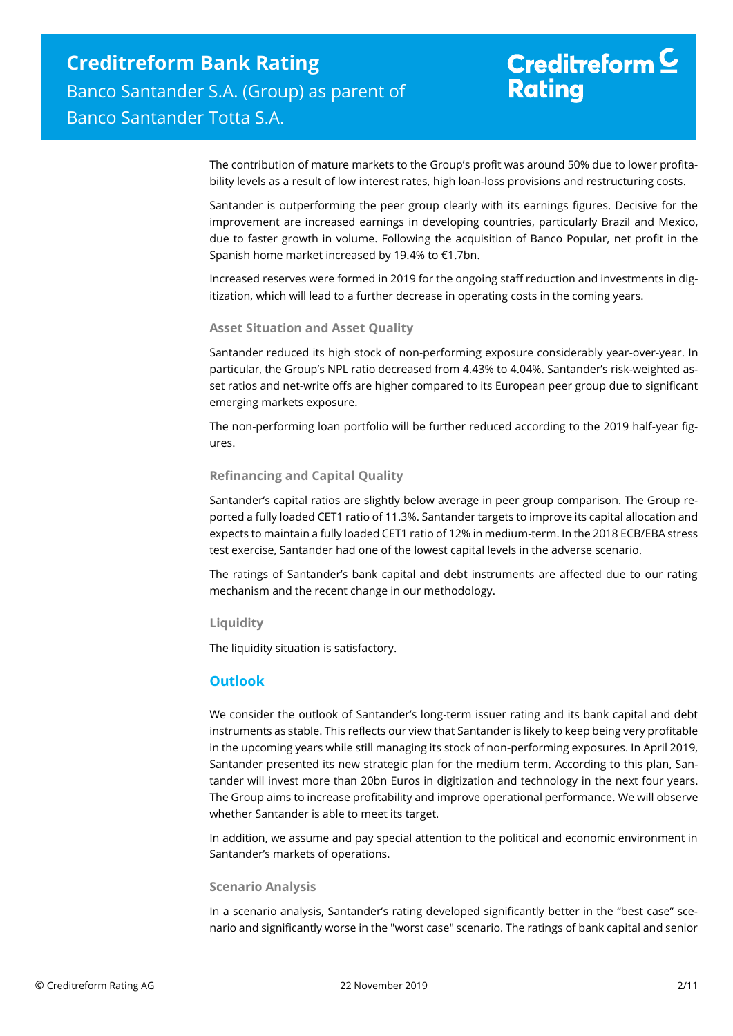The contribution of mature markets to the Group's profit was around 50% due to lower profitability levels as a result of low interest rates, high loan-loss provisions and restructuring costs.

Santander is outperforming the peer group clearly with its earnings figures. Decisive for the improvement are increased earnings in developing countries, particularly Brazil and Mexico, due to faster growth in volume. Following the acquisition of Banco Popular, net profit in the Spanish home market increased by 19.4% to €1.7bn.

Increased reserves were formed in 2019 for the ongoing staff reduction and investments in digitization, which will lead to a further decrease in operating costs in the coming years.

### Asset Situation and Asset Quality

Santander reduced its high stock of non-performing exposure considerably year-over-year. In particular, the Group's NPL ratio decreased from 4.43% to 4.04%. Santander's risk-weighted asset ratios and net-write offs are higher compared to its European peer group due to significant emerging markets exposure.

The non-performing loan portfolio will be further reduced according to the 2019 half-year figures.

### Refinancing and Capital Quality

Santander's capital ratios are slightly below average in peer group comparison. The Group reported a fully loaded CET1 ratio of 11.3%. Santander targets to improve its capital allocation and expects to maintain a fully loaded CET1 ratio of 12% in medium-term. In the 2018 ECB/EBA stress test exercise, Santander had one of the lowest capital levels in the adverse scenario.

The ratings of Santander's bank capital and debt instruments are affected due to our rating mechanism and the recent change in our methodology.

### Liquidity

The liquidity situation is satisfactory.

## Outlook

We consider the outlook of Santander's long-term issuer rating and its bank capital and debt instruments as stable. This reflects our view that Santander is likely to keep being very profitable in the upcoming years while still managing its stock of non-performing exposures. In April 2019, Santander presented its new strategic plan for the medium term. According to this plan, Santander will invest more than 20bn Euros in digitization and technology in the next four years. The Group aims to increase profitability and improve operational performance. We will observe whether Santander is able to meet its target.

In addition, we assume and pay special attention to the political and economic environment in Santander's markets of operations.

### Scenario Analysis

In a scenario analysis, Santander's rating developed significantly better in the "best case" scenario and significantly worse in the "worst case" scenario. The ratings of bank capital and senior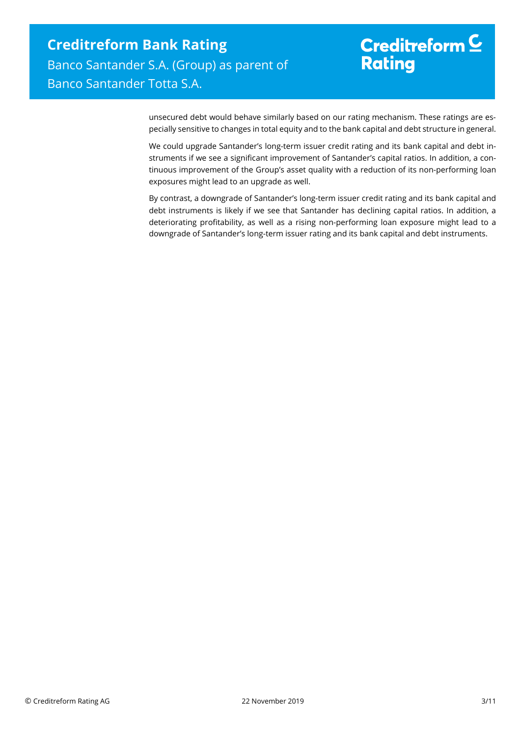unsecured debt would behave similarly based on our rating mechanism. These ratings are especially sensitive to changes in total equity and to the bank capital and debt structure in general.

We could upgrade Santander's long-term issuer credit rating and its bank capital and debt instruments if we see a significant improvement of Santander's capital ratios. In addition, a continuous improvement of the Group's asset quality with a reduction of its non-performing loan exposures might lead to an upgrade as well.

By contrast, a downgrade of Santander's long-term issuer credit rating and its bank capital and debt instruments is likely if we see that Santander has declining capital ratios. In addition, a deteriorating profitability, as well as a rising non-performing loan exposure might lead to a downgrade of Santander's long-term issuer rating and its bank capital and debt instruments.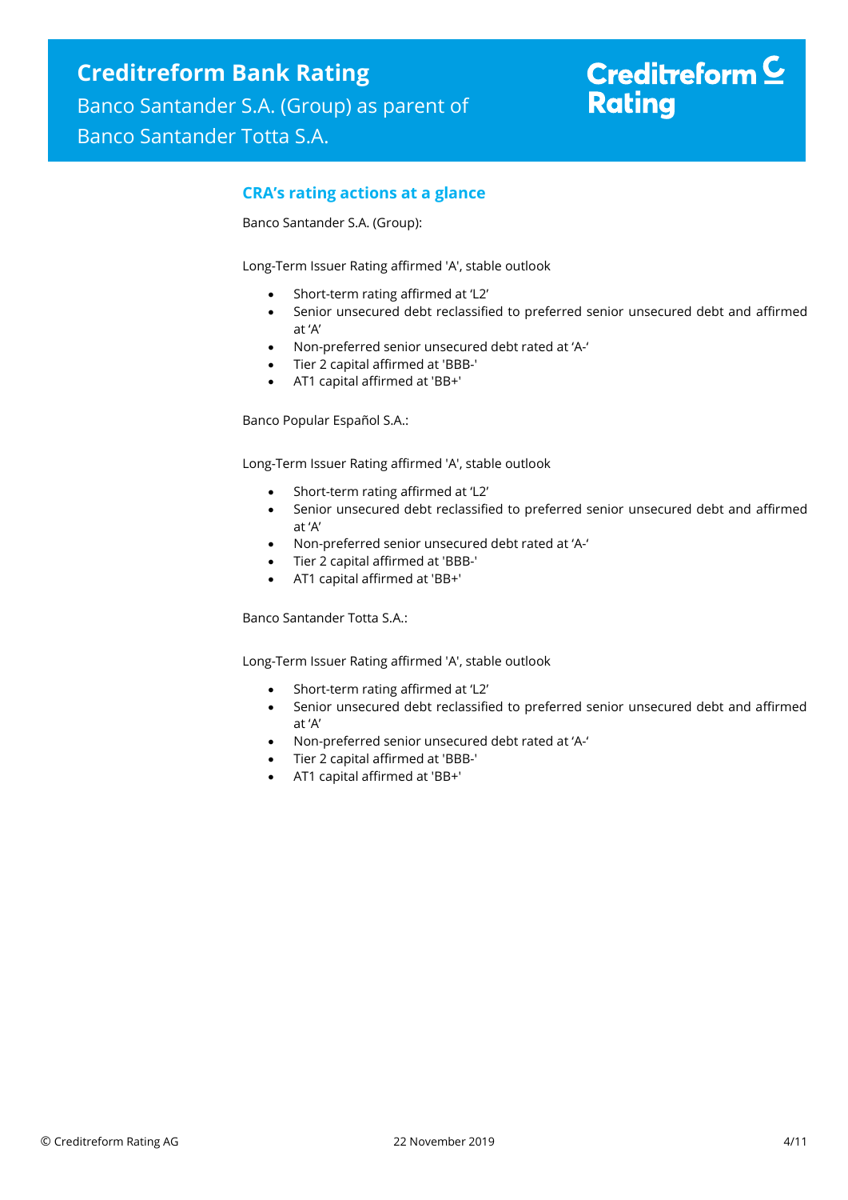## CRA's rating actions at a glance

Banco Santander S.A. (Group):

Long-Term Issuer Rating affirmed 'A', stable outlook

- Short-term rating affirmed at 'L2'
- Senior unsecured debt reclassified to preferred senior unsecured debt and affirmed at 'A'
- Non-preferred senior unsecured debt rated at 'A-'
- Tier 2 capital affirmed at 'BBB-'
- AT1 capital affirmed at 'BB+'

Banco Popular Español S.A.:

Long-Term Issuer Rating affirmed 'A', stable outlook

- Short-term rating affirmed at 'L2'
- Senior unsecured debt reclassified to preferred senior unsecured debt and affirmed at 'A'
- Non-preferred senior unsecured debt rated at 'A-'
- Tier 2 capital affirmed at 'BBB-'
- AT1 capital affirmed at 'BB+'

Banco Santander Totta S.A.:

Long-Term Issuer Rating affirmed 'A', stable outlook

- Short-term rating affirmed at 'L2'
- Senior unsecured debt reclassified to preferred senior unsecured debt and affirmed at 'A'
- Non-preferred senior unsecured debt rated at 'A-'
- Tier 2 capital affirmed at 'BBB-'
- AT1 capital affirmed at 'BB+'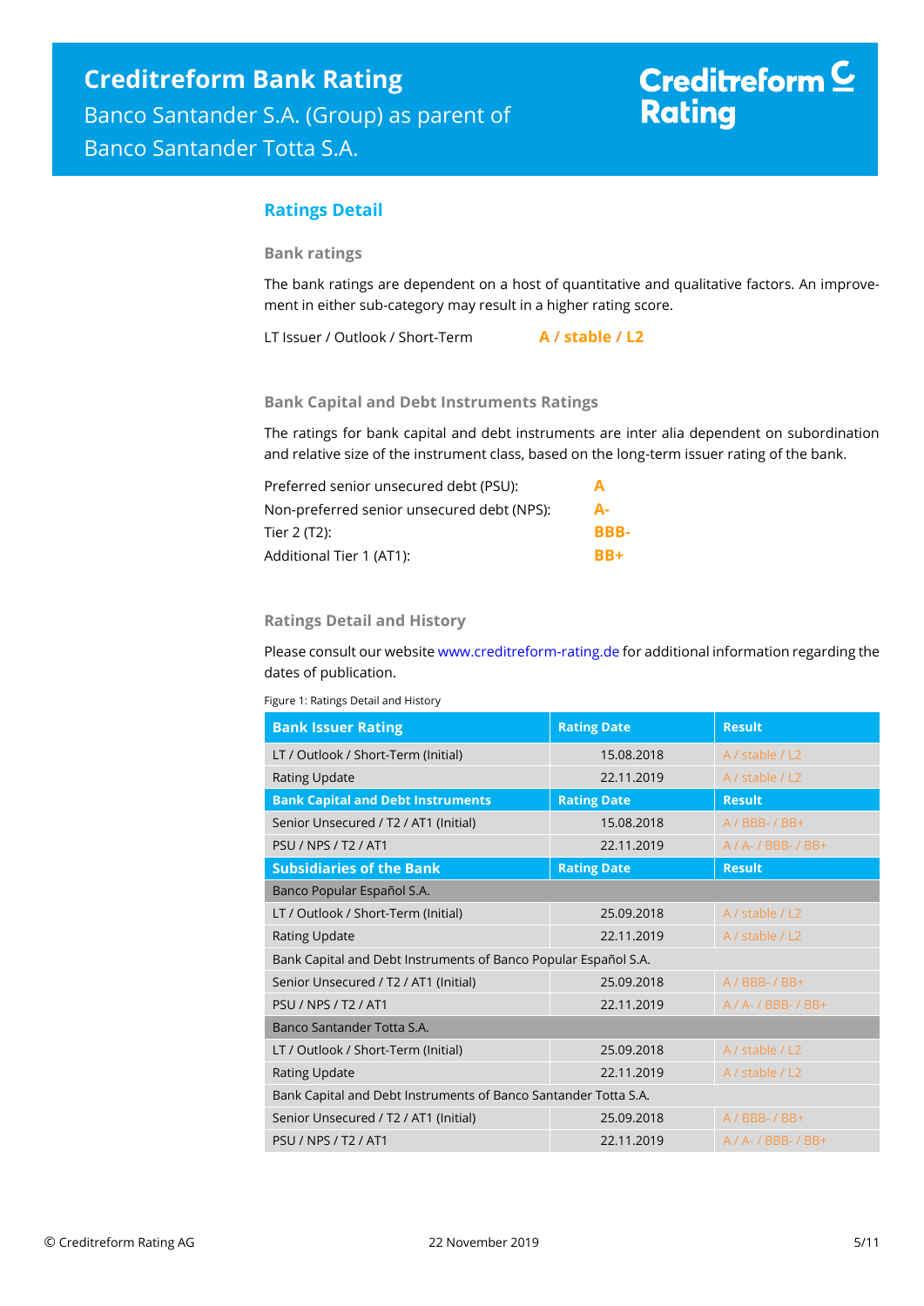## Ratings Detail

### Bank ratings

The bank ratings are dependent on a host of quantitative and qualitative factors. An improvement in either sub-category may result in a higher rating score.

LT Issuer / Outlook / Short-Term **A / stable / L2**

### Bank Capital and Debt Instruments Ratings

The ratings for bank capital and debt instruments are inter alia dependent on subordination and relative size of the instrument class, based on the long-term issuer rating of the bank.

| | |
|---|---|
| Preferred senior unsecured debt (PSU): | **A** |
| Non-preferred senior unsecured debt (NPS): | **A-** |
| Tier 2 (T2): | **BBB-** |
| Additional Tier 1 (AT1): | **BB+** |

### Ratings Detail and History

Please consult our website www.creditreform-rating.de for additional information regarding the dates of publication.

Figure 1: Ratings Detail and History

| Bank Issuer Rating | Rating Date | Result |
|---|---|---|
| LT / Outlook / Short-Term (Initial) | 15.08.2018 | A / stable / L2 |
| Rating Update | 22.11.2019 | A / stable / L2 |
| **Bank Capital and Debt Instruments** | **Rating Date** | **Result** |
| Senior Unsecured / T2 / AT1 (Initial) | 15.08.2018 | A / BBB- / BB+ |
| PSU / NPS / T2 / AT1 | 22.11.2019 | A / A- / BBB- / BB+ |
| **Subsidiaries of the Bank** | **Rating Date** | **Result** |
| Banco Popular Español S.A. | | |
| LT / Outlook / Short-Term (Initial) | 25.09.2018 | A / stable / L2 |
| Rating Update | 22.11.2019 | A / stable / L2 |
| Bank Capital and Debt Instruments of Banco Popular Español S.A. | | |
| Senior Unsecured / T2 / AT1 (Initial) | 25.09.2018 | A / BBB- / BB+ |
| PSU / NPS / T2 / AT1 | 22.11.2019 | A / A- / BBB- / BB+ |
| Banco Santander Totta S.A. | | |
| LT / Outlook / Short-Term (Initial) | 25.09.2018 | A / stable / L2 |
| Rating Update | 22.11.2019 | A / stable / L2 |
| Bank Capital and Debt Instruments of Banco Santander Totta S.A. | | |
| Senior Unsecured / T2 / AT1 (Initial) | 25.09.2018 | A / BBB- / BB+ |
| PSU / NPS / T2 / AT1 | 22.11.2019 | A / A- / BBB- / BB+ |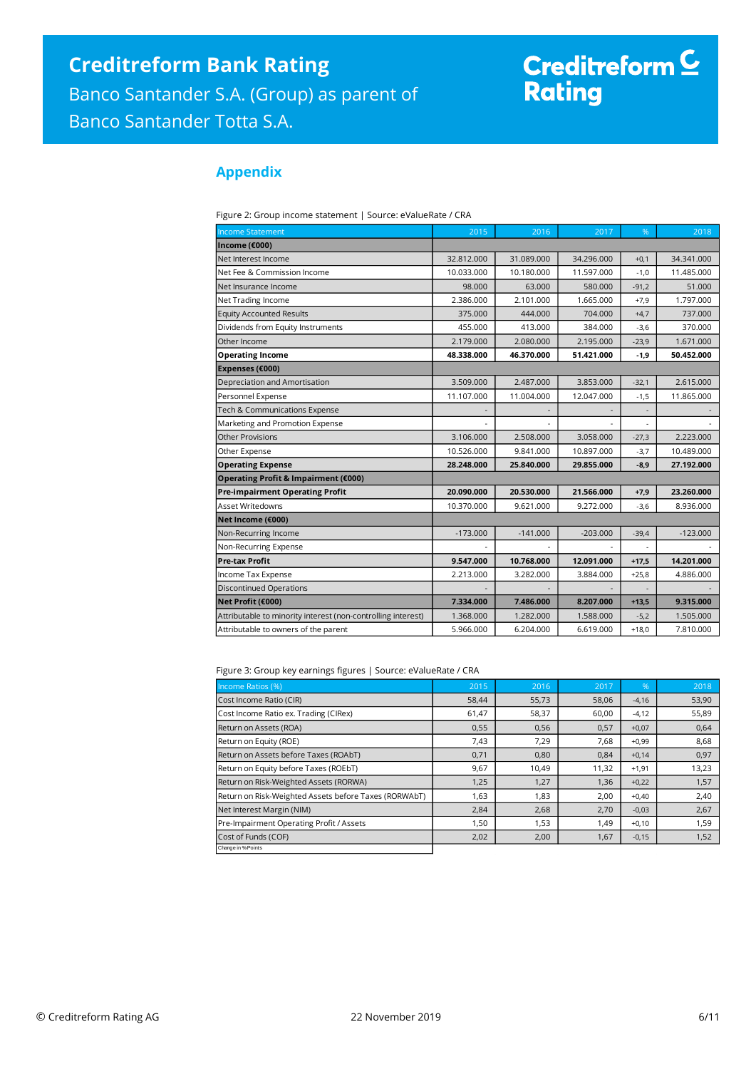## Appendix

Figure 2: Group income statement | Source: eValueRate / CRA

| Income Statement | 2015 | 2016 | 2017 | % | 2018 |
|---|---|---|---|---|---|
| **Income (€000)** | | | | | |
| Net Interest Income | 32.812.000 | 31.089.000 | 34.296.000 | +0,1 | 34.341.000 |
| Net Fee & Commission Income | 10.033.000 | 10.180.000 | 11.597.000 | -1,0 | 11.485.000 |
| Net Insurance Income | 98.000 | 63.000 | 580.000 | -91,2 | 51.000 |
| Net Trading Income | 2.386.000 | 2.101.000 | 1.665.000 | +7,9 | 1.797.000 |
| Equity Accounted Results | 375.000 | 444.000 | 704.000 | +4,7 | 737.000 |
| Dividends from Equity Instruments | 455.000 | 413.000 | 384.000 | -3,6 | 370.000 |
| Other Income | 2.179.000 | 2.080.000 | 2.195.000 | -23,9 | 1.671.000 |
| **Operating Income** | **48.338.000** | **46.370.000** | **51.421.000** | **-1,9** | **50.452.000** |
| **Expenses (€000)** | | | | | |
| Depreciation and Amortisation | 3.509.000 | 2.487.000 | 3.853.000 | -32,1 | 2.615.000 |
| Personnel Expense | 11.107.000 | 11.004.000 | 12.047.000 | -1,5 | 11.865.000 |
| Tech & Communications Expense | - | - | - | - | - |
| Marketing and Promotion Expense | - | - | - | - | - |
| Other Provisions | 3.106.000 | 2.508.000 | 3.058.000 | -27,3 | 2.223.000 |
| Other Expense | 10.526.000 | 9.841.000 | 10.897.000 | -3,7 | 10.489.000 |
| **Operating Expense** | **28.248.000** | **25.840.000** | **29.855.000** | **-8,9** | **27.192.000** |
| **Operating Profit & Impairment (€000)** | | | | | |
| **Pre-impairment Operating Profit** | **20.090.000** | **20.530.000** | **21.566.000** | **+7,9** | **23.260.000** |
| Asset Writedowns | 10.370.000 | 9.621.000 | 9.272.000 | -3,6 | 8.936.000 |
| **Net Income (€000)** | | | | | |
| Non-Recurring Income | -173.000 | -141.000 | -203.000 | -39,4 | -123.000 |
| Non-Recurring Expense | - | - | - | - | - |
| **Pre-tax Profit** | **9.547.000** | **10.768.000** | **12.091.000** | **+17,5** | **14.201.000** |
| Income Tax Expense | 2.213.000 | 3.282.000 | 3.884.000 | +25,8 | 4.886.000 |
| Discontinued Operations | - | - | - | - | - |
| **Net Profit (€000)** | **7.334.000** | **7.486.000** | **8.207.000** | **+13,5** | **9.315.000** |
| Attributable to minority interest (non-controlling interest) | 1.368.000 | 1.282.000 | 1.588.000 | -5,2 | 1.505.000 |
| Attributable to owners of the parent | 5.966.000 | 6.204.000 | 6.619.000 | +18,0 | 7.810.000 |

Figure 3: Group key earnings figures | Source: eValueRate / CRA

| Income Ratios (%) | 2015 | 2016 | 2017 | % | 2018 |
|---|---|---|---|---|---|
| Cost Income Ratio (CIR) | 58,44 | 55,73 | 58,06 | -4,16 | 53,90 |
| Cost Income Ratio ex. Trading (CIRex) | 61,47 | 58,37 | 60,00 | -4,12 | 55,89 |
| Return on Assets (ROA) | 0,55 | 0,56 | 0,57 | +0,07 | 0,64 |
| Return on Equity (ROE) | 7,43 | 7,29 | 7,68 | +0,99 | 8,68 |
| Return on Assets before Taxes (ROAbT) | 0,71 | 0,80 | 0,84 | +0,14 | 0,97 |
| Return on Equity before Taxes (ROEbT) | 9,67 | 10,49 | 11,32 | +1,91 | 13,23 |
| Return on Risk-Weighted Assets (RORWA) | 1,25 | 1,27 | 1,36 | +0,22 | 1,57 |
| Return on Risk-Weighted Assets before Taxes (RORWAbT) | 1,63 | 1,83 | 2,00 | +0,40 | 2,40 |
| Net Interest Margin (NIM) | 2,84 | 2,68 | 2,70 | -0,03 | 2,67 |
| Pre-Impairment Operating Profit / Assets | 1,50 | 1,53 | 1,49 | +0,10 | 1,59 |
| Cost of Funds (COF) | 2,02 | 2,00 | 1,67 | -0,15 | 1,52 |

Change in %Points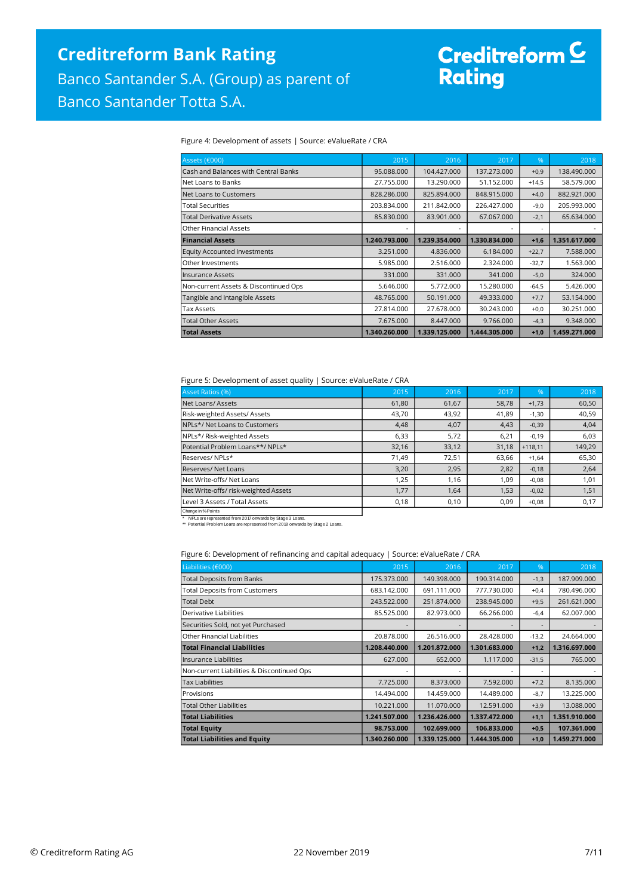Figure 4: Development of assets | Source: eValueRate / CRA

| Assets (€000) | 2015 | 2016 | 2017 | % | 2018 |
|---|---|---|---|---|---|
| Cash and Balances with Central Banks | 95.088.000 | 104.427.000 | 137.273.000 | +0,9 | 138.490.000 |
| Net Loans to Banks | 27.755.000 | 13.290.000 | 51.152.000 | +14,5 | 58.579.000 |
| Net Loans to Customers | 828.286.000 | 825.894.000 | 848.915.000 | +4,0 | 882.921.000 |
| Total Securities | 203.834.000 | 211.842.000 | 226.427.000 | -9,0 | 205.993.000 |
| Total Derivative Assets | 85.830.000 | 83.901.000 | 67.067.000 | -2,1 | 65.634.000 |
| Other Financial Assets | - | - | - | - | - |
| **Financial Assets** | **1.240.793.000** | **1.239.354.000** | **1.330.834.000** | **+1,6** | **1.351.617.000** |
| Equity Accounted Investments | 3.251.000 | 4.836.000 | 6.184.000 | +22,7 | 7.588.000 |
| Other Investments | 5.985.000 | 2.516.000 | 2.324.000 | -32,7 | 1.563.000 |
| Insurance Assets | 331.000 | 331.000 | 341.000 | -5,0 | 324.000 |
| Non-current Assets & Discontinued Ops | 5.646.000 | 5.772.000 | 15.280.000 | -64,5 | 5.426.000 |
| Tangible and Intangible Assets | 48.765.000 | 50.191.000 | 49.333.000 | +7,7 | 53.154.000 |
| Tax Assets | 27.814.000 | 27.678.000 | 30.243.000 | +0,0 | 30.251.000 |
| Total Other Assets | 7.675.000 | 8.447.000 | 9.766.000 | -4,3 | 9.348.000 |
| **Total Assets** | **1.340.260.000** | **1.339.125.000** | **1.444.305.000** | **+1,0** | **1.459.271.000** |

Figure 5: Development of asset quality | Source: eValueRate / CRA

| Asset Ratios (%) | 2015 | 2016 | 2017 | % | 2018 |
|---|---|---|---|---|---|
| Net Loans/ Assets | 61,80 | 61,67 | 58,78 | +1,73 | 60,50 |
| Risk-weighted Assets/ Assets | 43,70 | 43,92 | 41,89 | -1,30 | 40,59 |
| NPLs*/ Net Loans to Customers | 4,48 | 4,07 | 4,43 | -0,39 | 4,04 |
| NPLs*/ Risk-weighted Assets | 6,33 | 5,72 | 6,21 | -0,19 | 6,03 |
| Potential Problem Loans**/ NPLs* | 32,16 | 33,12 | 31,18 | +118,11 | 149,29 |
| Reserves/ NPLs* | 71,49 | 72,51 | 63,66 | +1,64 | 65,30 |
| Reserves/ Net Loans | 3,20 | 2,95 | 2,82 | -0,18 | 2,64 |
| Net Write-offs/ Net Loans | 1,25 | 1,16 | 1,09 | -0,08 | 1,01 |
| Net Write-offs/ risk-weighted Assets | 1,77 | 1,64 | 1,53 | -0,02 | 1,51 |
| Level 3 Assets / Total Assets | 0,18 | 0,10 | 0,09 | +0,08 | 0,17 |

Change in %Points

\* NPLs are represented from 2017 onwards by Stage 3 Loans.

\*\* Potential Problem Loans are represented from 2018 onwards by Stage 2 Loans.

Figure 6: Development of refinancing and capital adequacy | Source: eValueRate / CRA

| Liabilities (€000) | 2015 | 2016 | 2017 | % | 2018 |
|---|---|---|---|---|---|
| Total Deposits from Banks | 175.373.000 | 149.398.000 | 190.314.000 | -1,3 | 187.909.000 |
| Total Deposits from Customers | 683.142.000 | 691.111.000 | 777.730.000 | +0,4 | 780.496.000 |
| Total Debt | 243.522.000 | 251.874.000 | 238.945.000 | +9,5 | 261.621.000 |
| Derivative Liabilities | 85.525.000 | 82.973.000 | 66.266.000 | -6,4 | 62.007.000 |
| Securities Sold, not yet Purchased | - | - | - | - | - |
| Other Financial Liabilities | 20.878.000 | 26.516.000 | 28.428.000 | -13,2 | 24.664.000 |
| **Total Financial Liabilities** | **1.208.440.000** | **1.201.872.000** | **1.301.683.000** | **+1,2** | **1.316.697.000** |
| Insurance Liabilities | 627.000 | 652.000 | 1.117.000 | -31,5 | 765.000 |
| Non-current Liabilities & Discontinued Ops | - | - | - | - | - |
| Tax Liabilities | 7.725.000 | 8.373.000 | 7.592.000 | +7,2 | 8.135.000 |
| Provisions | 14.494.000 | 14.459.000 | 14.489.000 | -8,7 | 13.225.000 |
| Total Other Liabilities | 10.221.000 | 11.070.000 | 12.591.000 | +3,9 | 13.088.000 |
| **Total Liabilities** | **1.241.507.000** | **1.236.426.000** | **1.337.472.000** | **+1,1** | **1.351.910.000** |
| **Total Equity** | **98.753.000** | **102.699.000** | **106.833.000** | **+0,5** | **107.361.000** |
| **Total Liabilities and Equity** | **1.340.260.000** | **1.339.125.000** | **1.444.305.000** | **+1,0** | **1.459.271.000** |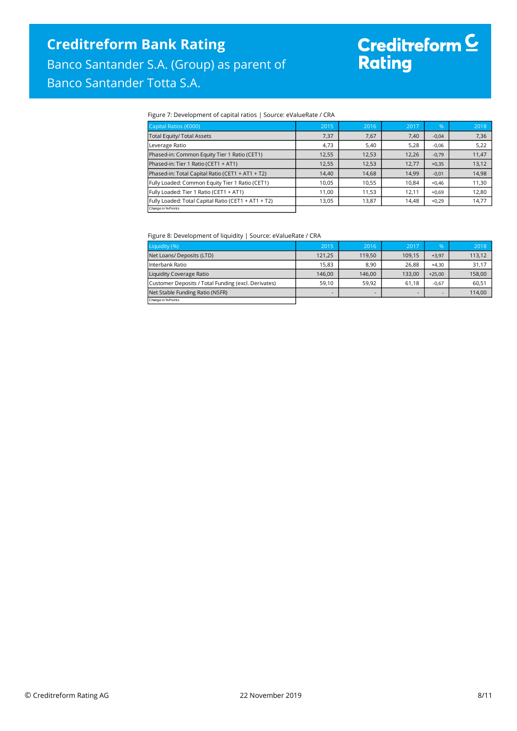Figure 7: Development of capital ratios | Source: eValueRate / CRA

| Capital Ratios (€000) | 2015 | 2016 | 2017 | % | 2018 |
|---|---|---|---|---|---|
| Total Equity/ Total Assets | 7,37 | 7,67 | 7,40 | -0,04 | 7,36 |
| Leverage Ratio | 4,73 | 5,40 | 5,28 | -0,06 | 5,22 |
| Phased-in: Common Equity Tier 1 Ratio (CET1) | 12,55 | 12,53 | 12,26 | -0,79 | 11,47 |
| Phased-in: Tier 1 Ratio (CET1 + AT1) | 12,55 | 12,53 | 12,77 | +0,35 | 13,12 |
| Phased-in: Total Capital Ratio (CET1 + AT1 + T2) | 14,40 | 14,68 | 14,99 | -0,01 | 14,98 |
| Fully Loaded: Common Equity Tier 1 Ratio (CET1) | 10,05 | 10,55 | 10,84 | +0,46 | 11,30 |
| Fully Loaded: Tier 1 Ratio (CET1 + AT1) | 11,00 | 11,53 | 12,11 | +0,69 | 12,80 |
| Fully Loaded: Total Capital Ratio (CET1 + AT1 + T2) | 13,05 | 13,87 | 14,48 | +0,29 | 14,77 |
| Change in %Points | | | | | |

Figure 8: Development of liquidity | Source: eValueRate / CRA

| Liquidity (%) | 2015 | 2016 | 2017 | % | 2018 |
|---|---|---|---|---|---|
| Net Loans/ Deposits (LTD) | 121,25 | 119,50 | 109,15 | +3,97 | 113,12 |
| Interbank Ratio | 15,83 | 8,90 | 26,88 | +4,30 | 31,17 |
| Liquidity Coverage Ratio | 146,00 | 146,00 | 133,00 | +25,00 | 158,00 |
| Customer Deposits / Total Funding (excl. Derivates) | 59,10 | 59,92 | 61,18 | -0,67 | 60,51 |
| Net Stable Funding Ratio (NSFR) | - | - | - | - | 114,00 |
| Change in %Points | | | | | |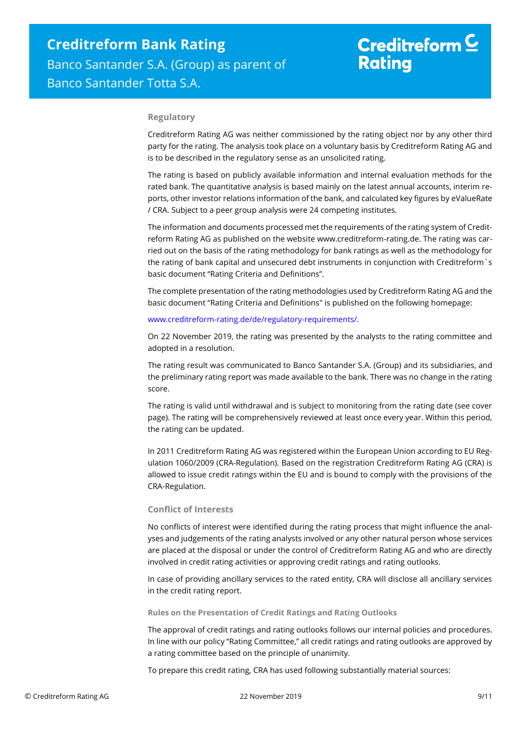## Regulatory

Creditreform Rating AG was neither commissioned by the rating object nor by any other third party for the rating. The analysis took place on a voluntary basis by Creditreform Rating AG and is to be described in the regulatory sense as an unsolicited rating.

The rating is based on publicly available information and internal evaluation methods for the rated bank. The quantitative analysis is based mainly on the latest annual accounts, interim reports, other investor relations information of the bank, and calculated key figures by eValueRate / CRA. Subject to a peer group analysis were 24 competing institutes.

The information and documents processed met the requirements of the rating system of Creditreform Rating AG as published on the website www.creditreform-rating.de. The rating was carried out on the basis of the rating methodology for bank ratings as well as the methodology for the rating of bank capital and unsecured debt instruments in conjunction with Creditreform`s basic document "Rating Criteria and Definitions".

The complete presentation of the rating methodologies used by Creditreform Rating AG and the basic document "Rating Criteria and Definitions" is published on the following homepage:

www.creditreform-rating.de/de/regulatory-requirements/.

On 22 November 2019, the rating was presented by the analysts to the rating committee and adopted in a resolution.

The rating result was communicated to Banco Santander S.A. (Group) and its subsidiaries, and the preliminary rating report was made available to the bank. There was no change in the rating score.

The rating is valid until withdrawal and is subject to monitoring from the rating date (see cover page). The rating will be comprehensively reviewed at least once every year. Within this period, the rating can be updated.

In 2011 Creditreform Rating AG was registered within the European Union according to EU Regulation 1060/2009 (CRA-Regulation). Based on the registration Creditreform Rating AG (CRA) is allowed to issue credit ratings within the EU and is bound to comply with the provisions of the CRA-Regulation.

## Conflict of Interests

No conflicts of interest were identified during the rating process that might influence the analyses and judgements of the rating analysts involved or any other natural person whose services are placed at the disposal or under the control of Creditreform Rating AG and who are directly involved in credit rating activities or approving credit ratings and rating outlooks.

In case of providing ancillary services to the rated entity, CRA will disclose all ancillary services in the credit rating report.

### Rules on the Presentation of Credit Ratings and Rating Outlooks

The approval of credit ratings and rating outlooks follows our internal policies and procedures. In line with our policy "Rating Committee," all credit ratings and rating outlooks are approved by a rating committee based on the principle of unanimity.

To prepare this credit rating, CRA has used following substantially material sources: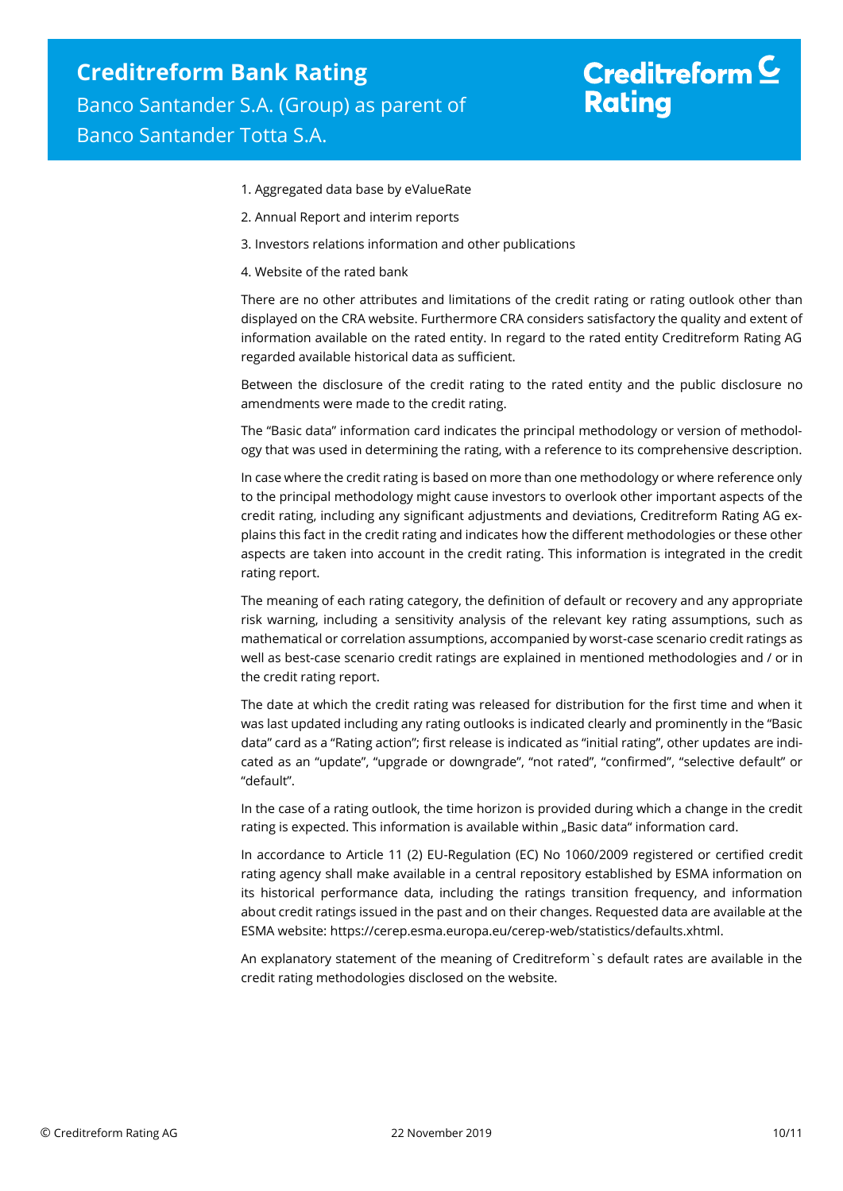1. Aggregated data base by eValueRate
2. Annual Report and interim reports
3. Investors relations information and other publications
4. Website of the rated bank

There are no other attributes and limitations of the credit rating or rating outlook other than displayed on the CRA website. Furthermore CRA considers satisfactory the quality and extent of information available on the rated entity. In regard to the rated entity Creditreform Rating AG regarded available historical data as sufficient.

Between the disclosure of the credit rating to the rated entity and the public disclosure no amendments were made to the credit rating.

The "Basic data" information card indicates the principal methodology or version of methodology that was used in determining the rating, with a reference to its comprehensive description.

In case where the credit rating is based on more than one methodology or where reference only to the principal methodology might cause investors to overlook other important aspects of the credit rating, including any significant adjustments and deviations, Creditreform Rating AG explains this fact in the credit rating and indicates how the different methodologies or these other aspects are taken into account in the credit rating. This information is integrated in the credit rating report.

The meaning of each rating category, the definition of default or recovery and any appropriate risk warning, including a sensitivity analysis of the relevant key rating assumptions, such as mathematical or correlation assumptions, accompanied by worst-case scenario credit ratings as well as best-case scenario credit ratings are explained in mentioned methodologies and / or in the credit rating report.

The date at which the credit rating was released for distribution for the first time and when it was last updated including any rating outlooks is indicated clearly and prominently in the "Basic data" card as a "Rating action"; first release is indicated as "initial rating", other updates are indicated as an "update", "upgrade or downgrade", "not rated", "confirmed", "selective default" or "default".

In the case of a rating outlook, the time horizon is provided during which a change in the credit rating is expected. This information is available within „Basic data" information card.

In accordance to Article 11 (2) EU-Regulation (EC) No 1060/2009 registered or certified credit rating agency shall make available in a central repository established by ESMA information on its historical performance data, including the ratings transition frequency, and information about credit ratings issued in the past and on their changes. Requested data are available at the ESMA website: https://cerep.esma.europa.eu/cerep-web/statistics/defaults.xhtml.

An explanatory statement of the meaning of Creditreform`s default rates are available in the credit rating methodologies disclosed on the website.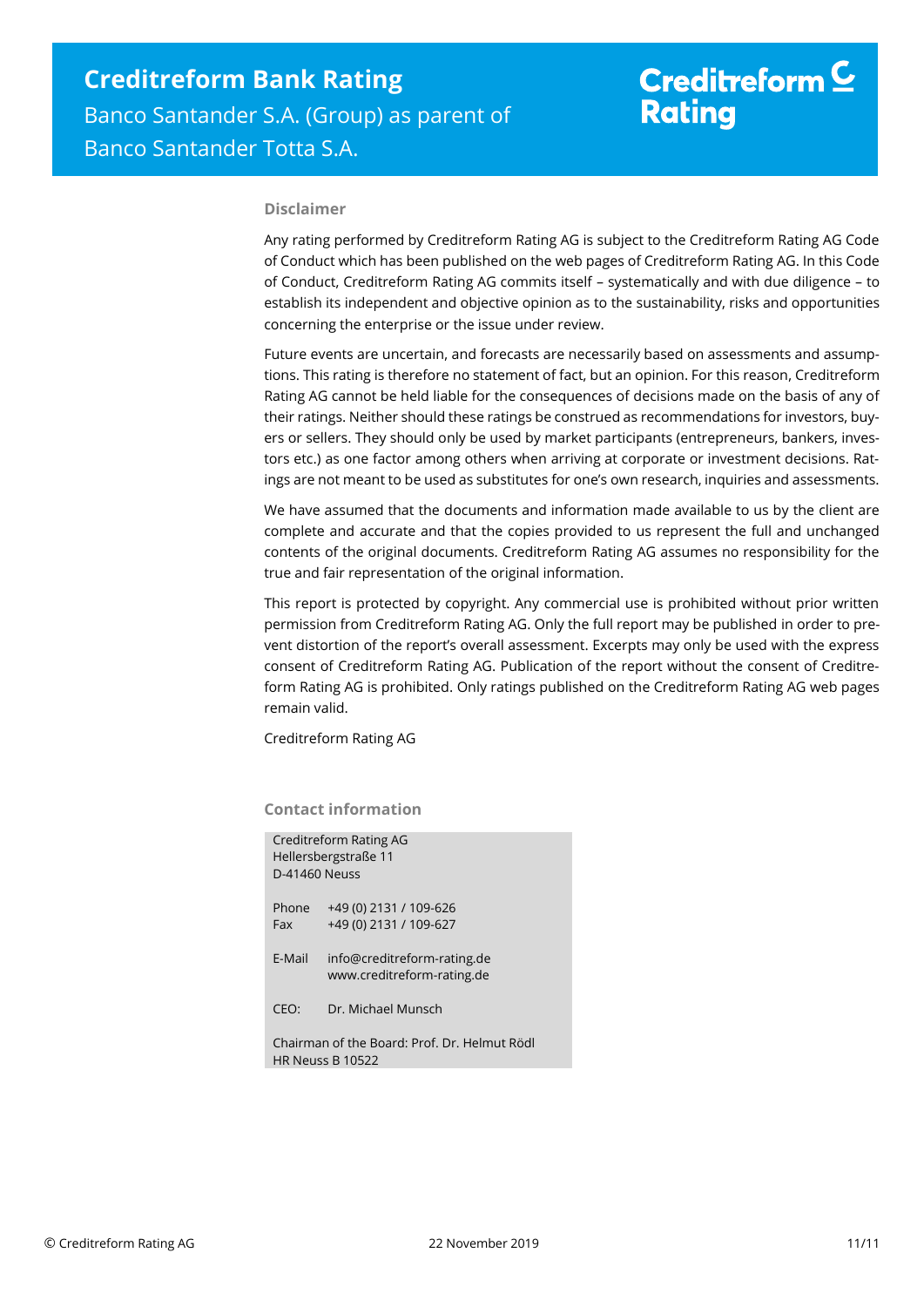## Disclaimer

Any rating performed by Creditreform Rating AG is subject to the Creditreform Rating AG Code of Conduct which has been published on the web pages of Creditreform Rating AG. In this Code of Conduct, Creditreform Rating AG commits itself – systematically and with due diligence – to establish its independent and objective opinion as to the sustainability, risks and opportunities concerning the enterprise or the issue under review.

Future events are uncertain, and forecasts are necessarily based on assessments and assumptions. This rating is therefore no statement of fact, but an opinion. For this reason, Creditreform Rating AG cannot be held liable for the consequences of decisions made on the basis of any of their ratings. Neither should these ratings be construed as recommendations for investors, buyers or sellers. They should only be used by market participants (entrepreneurs, bankers, investors etc.) as one factor among others when arriving at corporate or investment decisions. Ratings are not meant to be used as substitutes for one's own research, inquiries and assessments.

We have assumed that the documents and information made available to us by the client are complete and accurate and that the copies provided to us represent the full and unchanged contents of the original documents. Creditreform Rating AG assumes no responsibility for the true and fair representation of the original information.

This report is protected by copyright. Any commercial use is prohibited without prior written permission from Creditreform Rating AG. Only the full report may be published in order to prevent distortion of the report's overall assessment. Excerpts may only be used with the express consent of Creditreform Rating AG. Publication of the report without the consent of Creditreform Rating AG is prohibited. Only ratings published on the Creditreform Rating AG web pages remain valid.

Creditreform Rating AG

## Contact information

Creditreform Rating AG
Hellersbergstraße 11
D-41460 Neuss

Phone +49 (0) 2131 / 109-626
Fax +49 (0) 2131 / 109-627

E-Mail info@creditreform-rating.de
www.creditreform-rating.de

CEO: Dr. Michael Munsch

Chairman of the Board: Prof. Dr. Helmut Rödl
HR Neuss B 10522